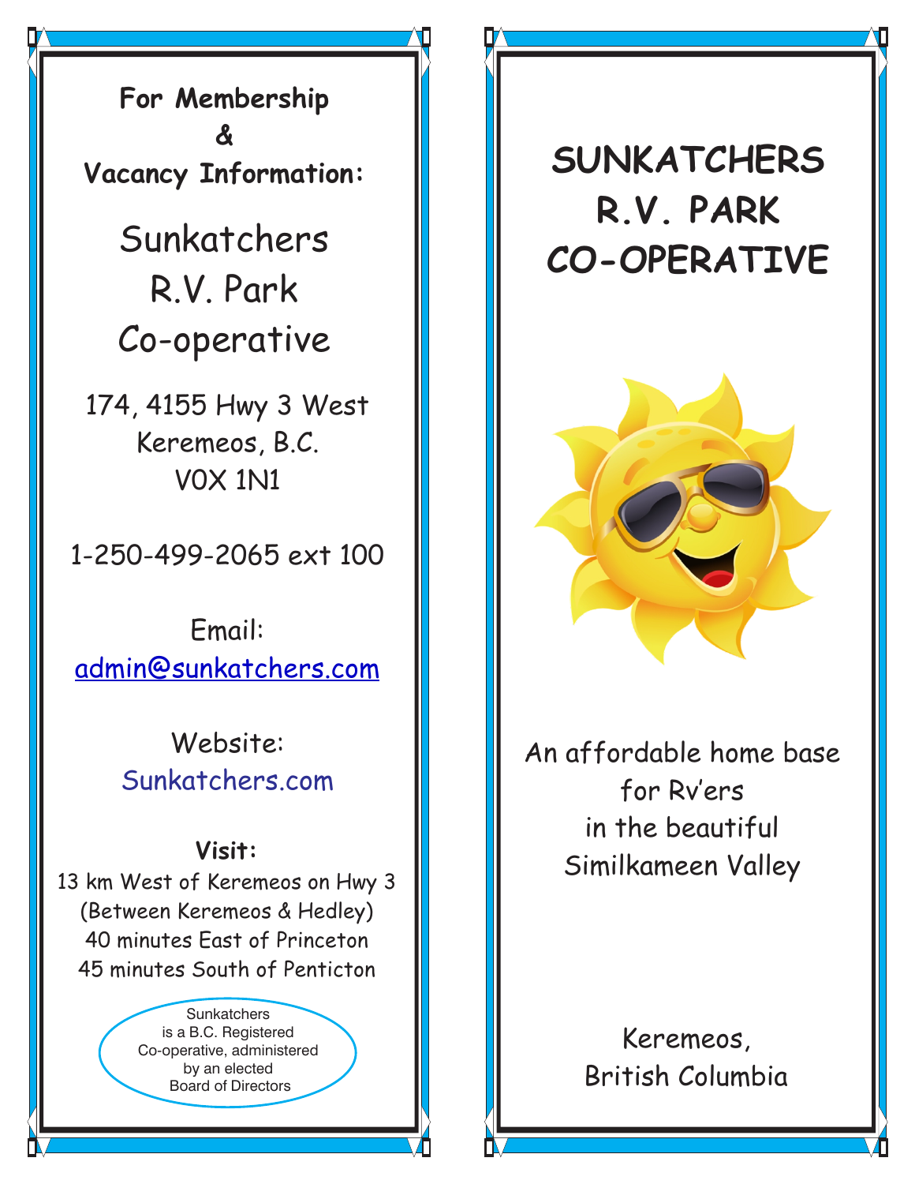**For Membership & Vacancy Information:**

Sunkatchers
R.V. Park
Co-operative

174, 4155 Hwy 3 West
Keremeos, B.C.
V0X 1N1

1-250-499-2065 ext 100

Email:
admin@sunkatchers.com

Website:
Sunkatchers.com

**Visit:**

13 km West of Keremeos on Hwy 3
(Between Keremeos & Hedley)
40 minutes East of Princeton
45 minutes South of Penticton

Sunkatchers is a B.C. Registered Co-operative, administered by an elected Board of Directors

# SUNKATCHERS R.V. PARK CO-OPERATIVE

An affordable home base for Rv'ers in the beautiful Similkameen Valley

Keremeos,
British Columbia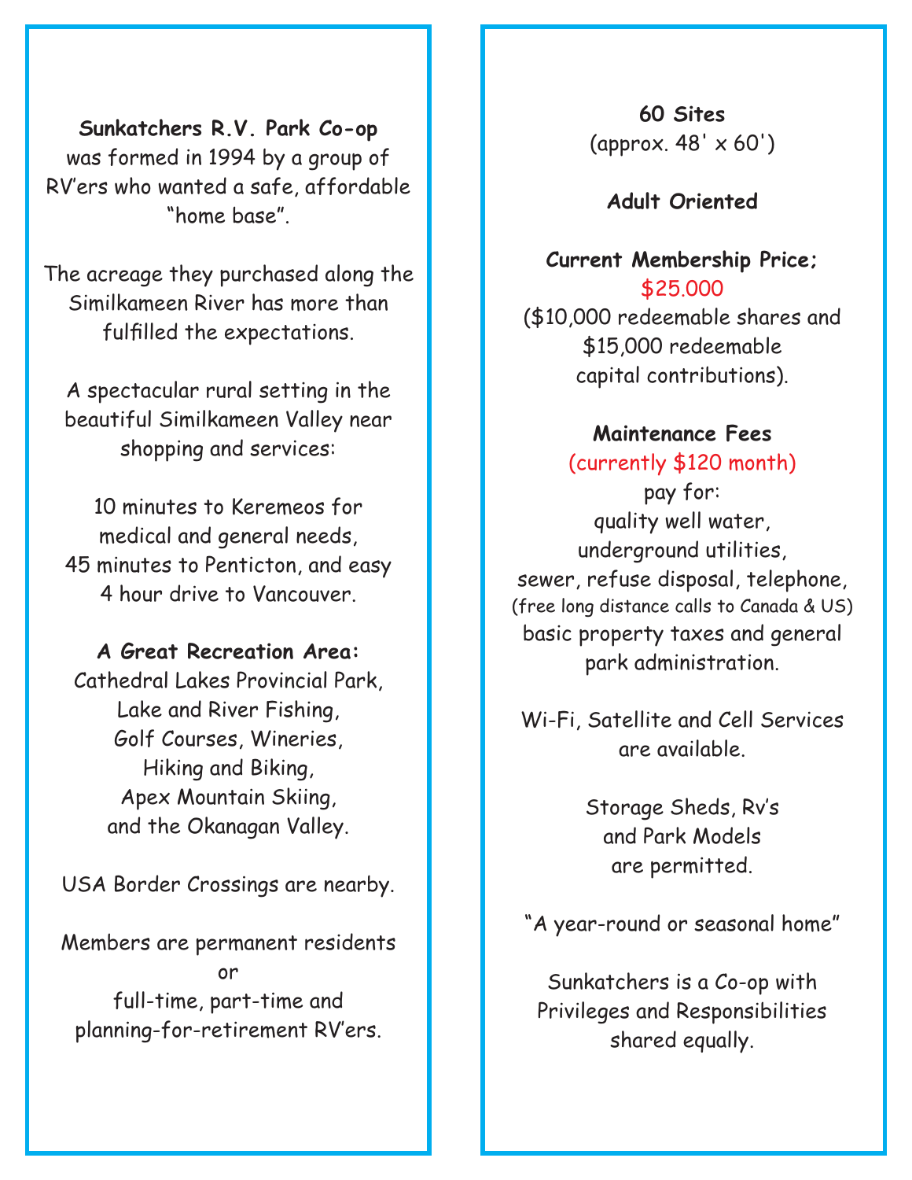**Sunkatchers R.V. Park Co-op** was formed in 1994 by a group of RV'ers who wanted a safe, affordable "home base".

The acreage they purchased along the Similkameen River has more than fulfilled the expectations.

A spectacular rural setting in the beautiful Similkameen Valley near shopping and services:

10 minutes to Keremeos for medical and general needs,
45 minutes to Penticton, and easy 4 hour drive to Vancouver.

**A Great Recreation Area:**
Cathedral Lakes Provincial Park,
Lake and River Fishing,
Golf Courses, Wineries,
Hiking and Biking,
Apex Mountain Skiing,
and the Okanagan Valley.

USA Border Crossings are nearby.

Members are permanent residents
or
full-time, part-time and planning-for-retirement RV'ers.

**60 Sites**
(approx. 48' x 60')

**Adult Oriented**

**Current Membership Price;**
$25.000
($10,000 redeemable shares and $15,000 redeemable capital contributions).

**Maintenance Fees**
(currently $120 month)
pay for:
quality well water,
underground utilities,
sewer, refuse disposal, telephone,
(free long distance calls to Canada & US)
basic property taxes and general park administration.

Wi-Fi, Satellite and Cell Services are available.

Storage Sheds, Rv's
and Park Models
are permitted.

"A year-round or seasonal home"

Sunkatchers is a Co-op with Privileges and Responsibilities shared equally.